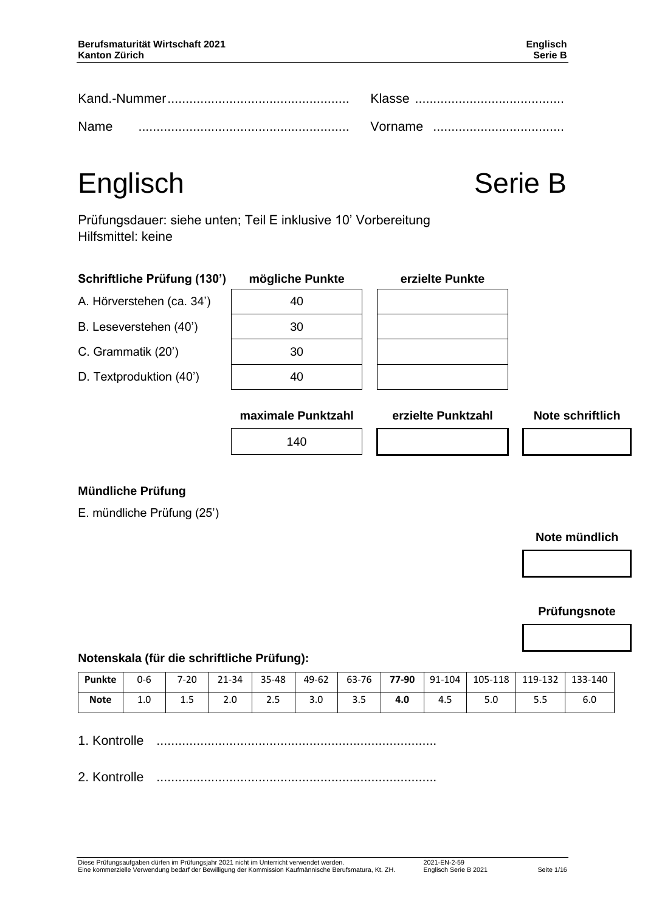Kand.-Nummer................................................. Klasse ........................................

Name ......................................................... Vorname ...................................

# Englisch Serie B

Prüfungsdauer: siehe unten; Teil E inklusive 10’ Vorbereitung
Hilfsmittel: keine

| **Schriftliche Prüfung (130’)** | **mögliche Punkte** | **erzielte Punkte** |
|---|---|---|
| A. Hörverstehen (ca. 34’) | 40 | |
| B. Leseverstehen (40’) | 30 | |
| C. Grammatik (20’) | 30 | |
| D. Textproduktion (40’) | 40 | |

| **maximale Punktzahl** | **erzielte Punktzahl** | **Note schriftlich** |
|---|---|---|
| 140 | | |

**Mündliche Prüfung**

E. mündliche Prüfung (25’)

**Note mündlich**

**Prüfungsnote**

**Notenskala (für die schriftliche Prüfung):**

| **Punkte** | 0-6 | 7-20 | 21-34 | 35-48 | 49-62 | 63-76 | **77-90** | 91-104 | 105-118 | 119-132 | 133-140 |
|---|---|---|---|---|---|---|---|---|---|---|---|
| **Note** | 1.0 | 1.5 | 2.0 | 2.5 | 3.0 | 3.5 | **4.0** | 4.5 | 5.0 | 5.5 | 6.0 |

1. Kontrolle ............................................................................

2. Kontrolle ............................................................................

Diese Prüfungsaufgaben dürfen im Prüfungsjahr 2021 nicht im Unterricht verwendet werden.
Eine kommerzielle Verwendung bedarf der Bewilligung der Kommission Kaufmännische Berufsmatura, Kt. ZH.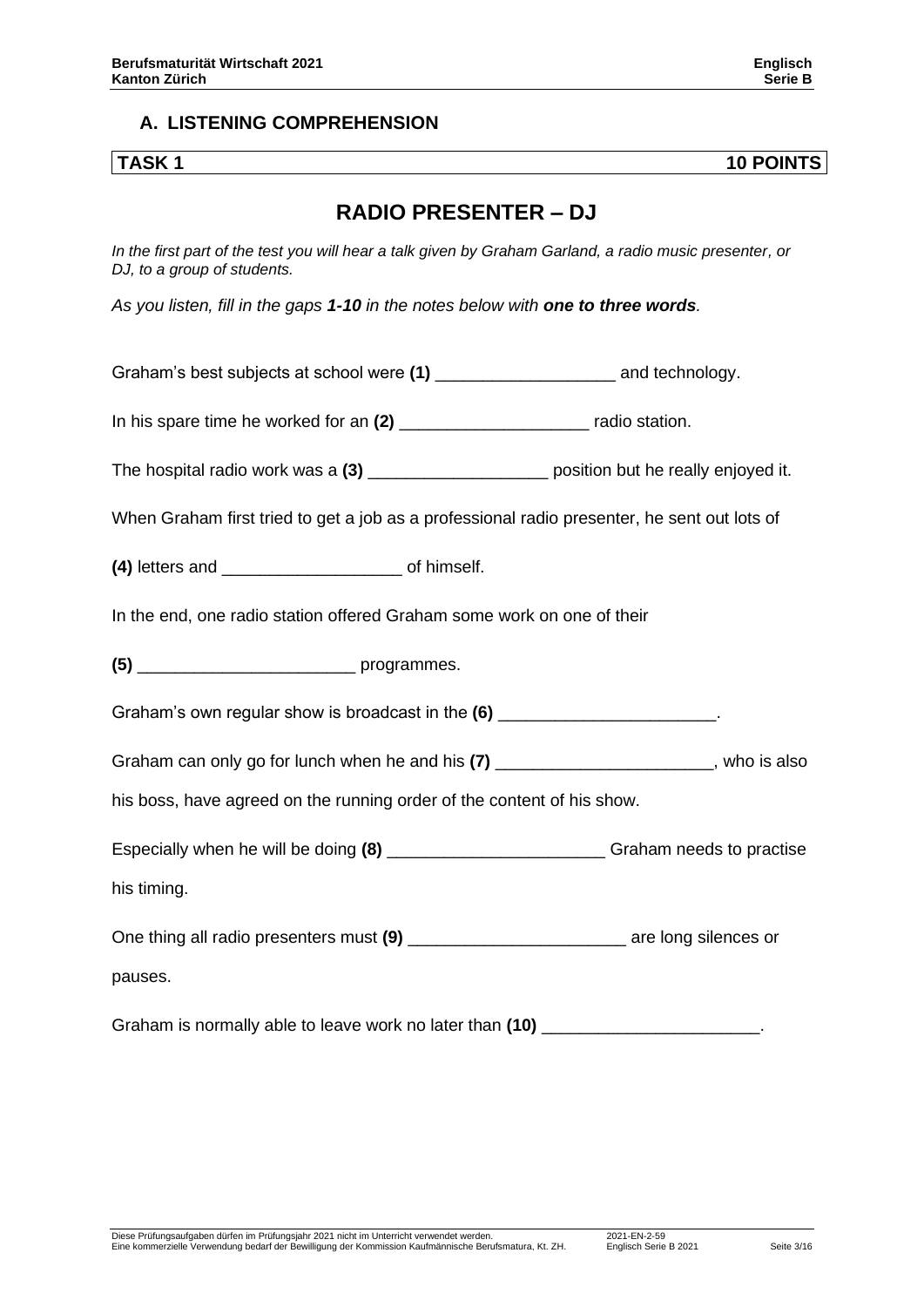## A. LISTENING COMPREHENSION

**TASK 1 — 10 POINTS**

# RADIO PRESENTER – DJ

*In the first part of the test you will hear a talk given by Graham Garland, a radio music presenter, or DJ, to a group of students.*

*As you listen, fill in the gaps **1-10** in the notes below with **one to three words**.*

Graham's best subjects at school were **(1)** ___________________ and technology.

In his spare time he worked for an **(2)** ____________________ radio station.

The hospital radio work was a **(3)** ___________________ position but he really enjoyed it.

When Graham first tried to get a job as a professional radio presenter, he sent out lots of

**(4)** letters and ___________________ of himself.

In the end, one radio station offered Graham some work on one of their

**(5)** _______________________ programmes.

Graham's own regular show is broadcast in the **(6)** _______________________.

Graham can only go for lunch when he and his **(7)** _______________________, who is also his boss, have agreed on the running order of the content of his show.

Especially when he will be doing **(8)** _______________________ Graham needs to practise his timing.

One thing all radio presenters must **(9)** _______________________ are long silences or pauses.

Graham is normally able to leave work no later than **(10)** _______________________.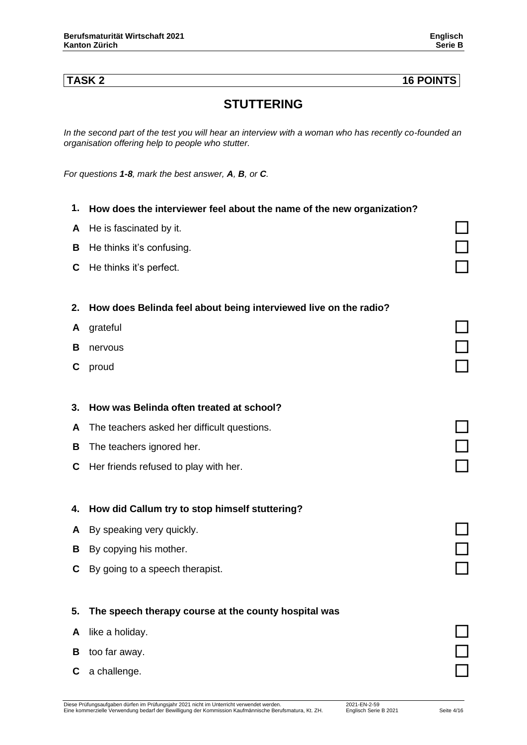## TASK 2 — 16 POINTS

# STUTTERING

*In the second part of the test you will hear an interview with a woman who has recently co-founded an organisation offering help to people who stutter.*

*For questions **1-8**, mark the best answer, **A**, **B**, or **C**.*

**1. How does the interviewer feel about the name of the new organization?**

**A** He is fascinated by it. ☐

**B** He thinks it's confusing. ☐

**C** He thinks it's perfect. ☐

**2. How does Belinda feel about being interviewed live on the radio?**

**A** grateful ☐

**B** nervous ☐

**C** proud ☐

**3. How was Belinda often treated at school?**

**A** The teachers asked her difficult questions. ☐

**B** The teachers ignored her. ☐

**C** Her friends refused to play with her. ☐

**4. How did Callum try to stop himself stuttering?**

**A** By speaking very quickly. ☐

**B** By copying his mother. ☐

**C** By going to a speech therapist. ☐

**5. The speech therapy course at the county hospital was**

**A** like a holiday. ☐

**B** too far away. ☐

**C** a challenge. ☐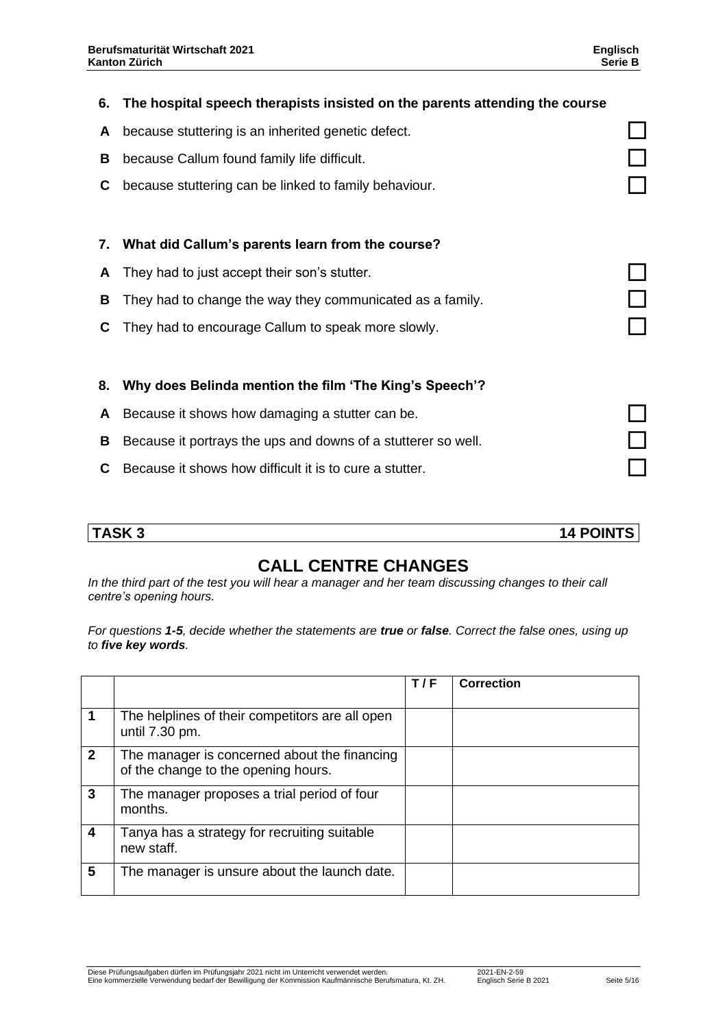**6. The hospital speech therapists insisted on the parents attending the course**

- **A** because stuttering is an inherited genetic defect. ☐
- **B** because Callum found family life difficult. ☐
- **C** because stuttering can be linked to family behaviour. ☐

**7. What did Callum's parents learn from the course?**

- **A** They had to just accept their son's stutter. ☐
- **B** They had to change the way they communicated as a family. ☐
- **C** They had to encourage Callum to speak more slowly. ☐

**8. Why does Belinda mention the film 'The King's Speech'?**

- **A** Because it shows how damaging a stutter can be. ☐
- **B** Because it portrays the ups and downs of a stutterer so well. ☐
- **C** Because it shows how difficult it is to cure a stutter. ☐

## TASK 3 — 14 POINTS

# CALL CENTRE CHANGES

*In the third part of the test you will hear a manager and her team discussing changes to their call centre's opening hours.*

*For questions **1-5**, decide whether the statements are **true** or **false**. Correct the false ones, using up to **five key words**.*

| | | T / F | Correction |
|---|---|---|---|
| 1 | The helplines of their competitors are all open until 7.30 pm. | | |
| 2 | The manager is concerned about the financing of the change to the opening hours. | | |
| 3 | The manager proposes a trial period of four months. | | |
| 4 | Tanya has a strategy for recruiting suitable new staff. | | |
| 5 | The manager is unsure about the launch date. | | |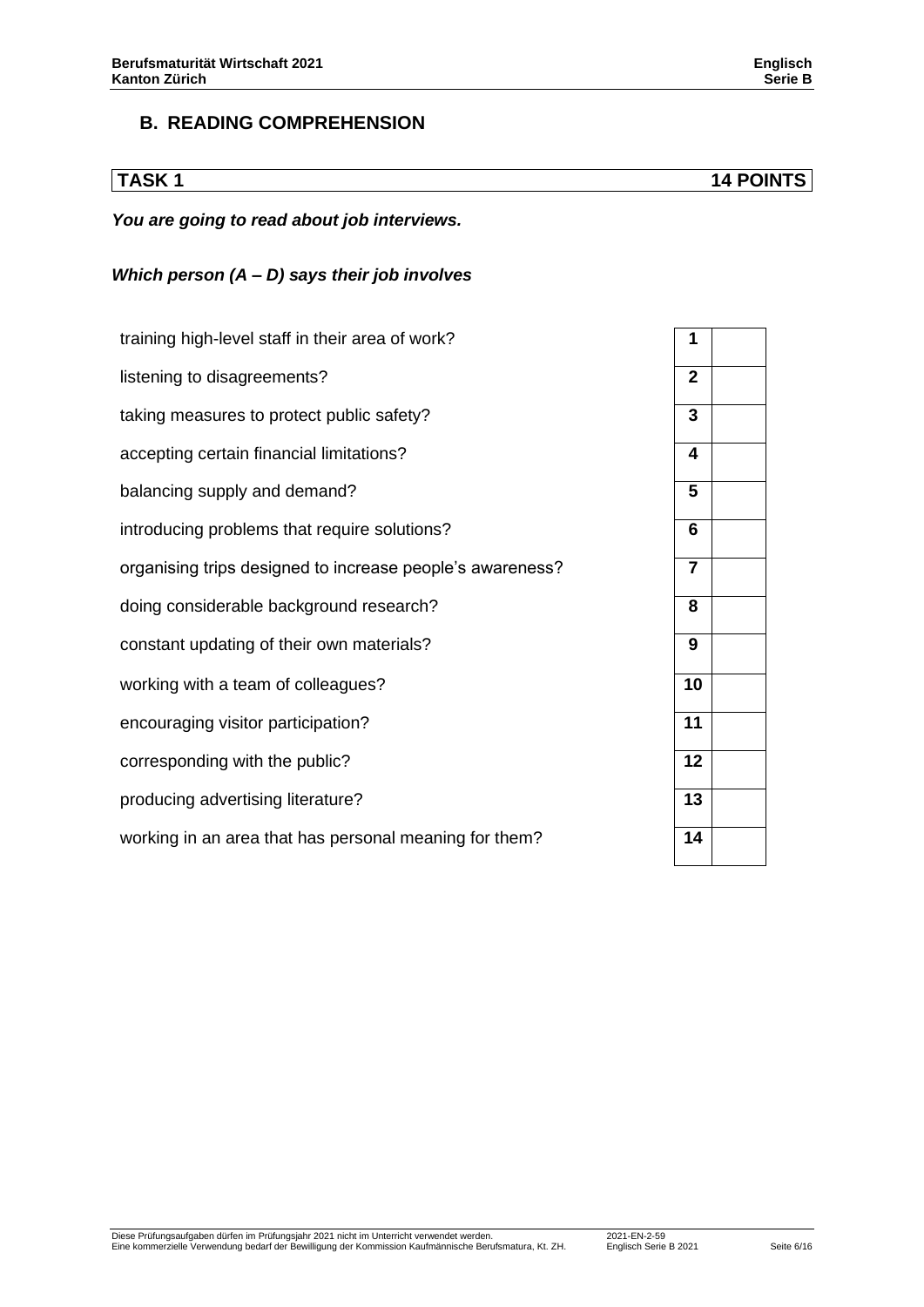## B. READING COMPREHENSION

| TASK 1 | 14 POINTS |
|---|---|

***You are going to read about job interviews.***

***Which person (A – D) says their job involves***

| | | |
|---|---|---|
| training high-level staff in their area of work? | **1** | |
| listening to disagreements? | **2** | |
| taking measures to protect public safety? | **3** | |
| accepting certain financial limitations? | **4** | |
| balancing supply and demand? | **5** | |
| introducing problems that require solutions? | **6** | |
| organising trips designed to increase people's awareness? | **7** | |
| doing considerable background research? | **8** | |
| constant updating of their own materials? | **9** | |
| working with a team of colleagues? | **10** | |
| encouraging visitor participation? | **11** | |
| corresponding with the public? | **12** | |
| producing advertising literature? | **13** | |
| working in an area that has personal meaning for them? | **14** | |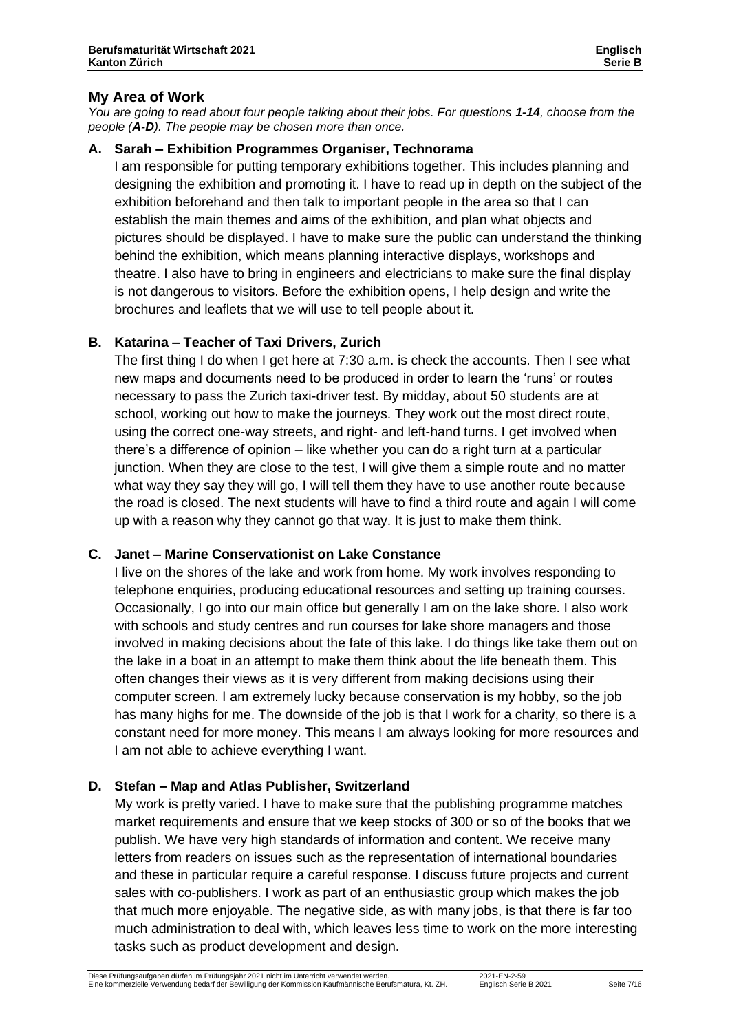## My Area of Work

*You are going to read about four people talking about their jobs. For questions **1-14**, choose from the people (**A-D**). The people may be chosen more than once.*

### A. Sarah – Exhibition Programmes Organiser, Technorama

I am responsible for putting temporary exhibitions together. This includes planning and designing the exhibition and promoting it. I have to read up in depth on the subject of the exhibition beforehand and then talk to important people in the area so that I can establish the main themes and aims of the exhibition, and plan what objects and pictures should be displayed. I have to make sure the public can understand the thinking behind the exhibition, which means planning interactive displays, workshops and theatre. I also have to bring in engineers and electricians to make sure the final display is not dangerous to visitors. Before the exhibition opens, I help design and write the brochures and leaflets that we will use to tell people about it.

### B. Katarina – Teacher of Taxi Drivers, Zurich

The first thing I do when I get here at 7:30 a.m. is check the accounts. Then I see what new maps and documents need to be produced in order to learn the 'runs' or routes necessary to pass the Zurich taxi-driver test. By midday, about 50 students are at school, working out how to make the journeys. They work out the most direct route, using the correct one-way streets, and right- and left-hand turns. I get involved when there's a difference of opinion – like whether you can do a right turn at a particular junction. When they are close to the test, I will give them a simple route and no matter what way they say they will go, I will tell them they have to use another route because the road is closed. The next students will have to find a third route and again I will come up with a reason why they cannot go that way. It is just to make them think.

### C. Janet – Marine Conservationist on Lake Constance

I live on the shores of the lake and work from home. My work involves responding to telephone enquiries, producing educational resources and setting up training courses. Occasionally, I go into our main office but generally I am on the lake shore. I also work with schools and study centres and run courses for lake shore managers and those involved in making decisions about the fate of this lake. I do things like take them out on the lake in a boat in an attempt to make them think about the life beneath them. This often changes their views as it is very different from making decisions using their computer screen. I am extremely lucky because conservation is my hobby, so the job has many highs for me. The downside of the job is that I work for a charity, so there is a constant need for more money. This means I am always looking for more resources and I am not able to achieve everything I want.

### D. Stefan – Map and Atlas Publisher, Switzerland

My work is pretty varied. I have to make sure that the publishing programme matches market requirements and ensure that we keep stocks of 300 or so of the books that we publish. We have very high standards of information and content. We receive many letters from readers on issues such as the representation of international boundaries and these in particular require a careful response. I discuss future projects and current sales with co-publishers. I work as part of an enthusiastic group which makes the job that much more enjoyable. The negative side, as with many jobs, is that there is far too much administration to deal with, which leaves less time to work on the more interesting tasks such as product development and design.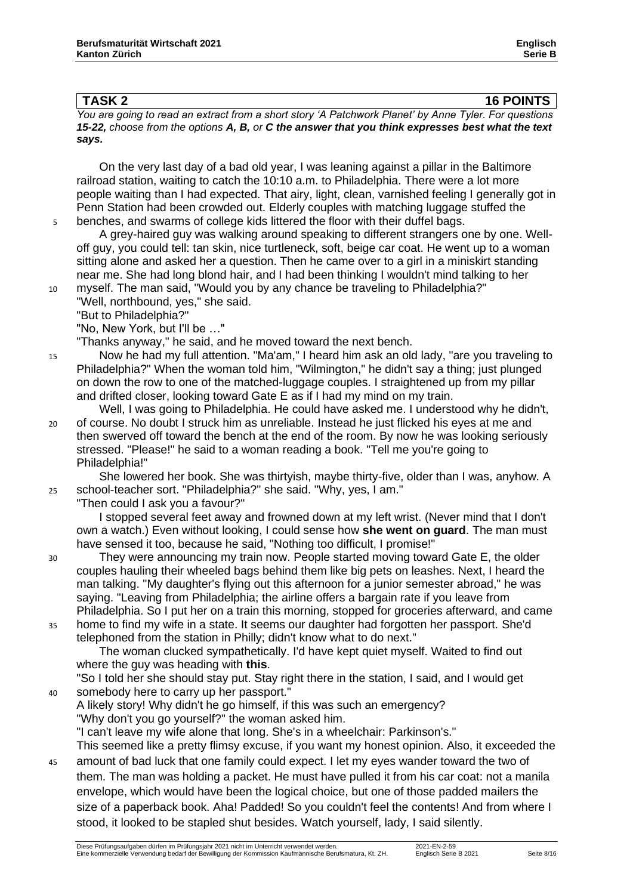## TASK 2 16 POINTS

*You are going to read an extract from a short story 'A Patchwork Planet' by Anne Tyler. For questions **15-22,** choose from the options **A, B,** or **C** **the answer that you think expresses best what the text says.***

On the very last day of a bad old year, I was leaning against a pillar in the Baltimore railroad station, waiting to catch the 10:10 a.m. to Philadelphia. There were a lot more people waiting than I had expected. That airy, light, clean, varnished feeling I generally got in Penn Station had been crowded out. Elderly couples with matching luggage stuffed the benches, and swarms of college kids littered the floor with their duffel bags.

A grey-haired guy was walking around speaking to different strangers one by one. Well-off guy, you could tell: tan skin, nice turtleneck, soft, beige car coat. He went up to a woman sitting alone and asked her a question. Then he came over to a girl in a miniskirt standing near me. She had long blond hair, and I had been thinking I wouldn't mind talking to her myself. The man said, "Would you by any chance be traveling to Philadelphia?"

"Well, northbound, yes," she said.

"But to Philadelphia?"

"No, New York, but I'll be …"

"Thanks anyway," he said, and he moved toward the next bench.

Now he had my full attention. "Ma'am," I heard him ask an old lady, "are you traveling to Philadelphia?" When the woman told him, "Wilmington," he didn't say a thing; just plunged on down the row to one of the matched-luggage couples. I straightened up from my pillar and drifted closer, looking toward Gate E as if I had my mind on my train.

Well, I was going to Philadelphia. He could have asked me. I understood why he didn't, of course. No doubt I struck him as unreliable. Instead he just flicked his eyes at me and then swerved off toward the bench at the end of the room. By now he was looking seriously stressed. "Please!" he said to a woman reading a book. "Tell me you're going to Philadelphia!"

She lowered her book. She was thirtyish, maybe thirty-five, older than I was, anyhow. A school-teacher sort. "Philadelphia?" she said. "Why, yes, I am."

"Then could I ask you a favour?"

I stopped several feet away and frowned down at my left wrist. (Never mind that I don't own a watch.) Even without looking, I could sense how **she went on guard**. The man must have sensed it too, because he said, "Nothing too difficult, I promise!"

They were announcing my train now. People started moving toward Gate E, the older couples hauling their wheeled bags behind them like big pets on leashes. Next, I heard the man talking. "My daughter's flying out this afternoon for a junior semester abroad," he was saying. "Leaving from Philadelphia; the airline offers a bargain rate if you leave from Philadelphia. So I put her on a train this morning, stopped for groceries afterward, and came home to find my wife in a state. It seems our daughter had forgotten her passport. She'd telephoned from the station in Philly; didn't know what to do next."

The woman clucked sympathetically. I'd have kept quiet myself. Waited to find out where the guy was heading with **this**.

"So I told her she should stay put. Stay right there in the station, I said, and I would get somebody here to carry up her passport."

A likely story! Why didn't he go himself, if this was such an emergency?

"Why don't you go yourself?" the woman asked him.

"I can't leave my wife alone that long. She's in a wheelchair: Parkinson's."

This seemed like a pretty flimsy excuse, if you want my honest opinion. Also, it exceeded the amount of bad luck that one family could expect. I let my eyes wander toward the two of them. The man was holding a packet. He must have pulled it from his car coat: not a manila envelope, which would have been the logical choice, but one of those padded mailers the size of a paperback book. Aha! Padded! So you couldn't feel the contents! And from where I stood, it looked to be stapled shut besides. Watch yourself, lady, I said silently.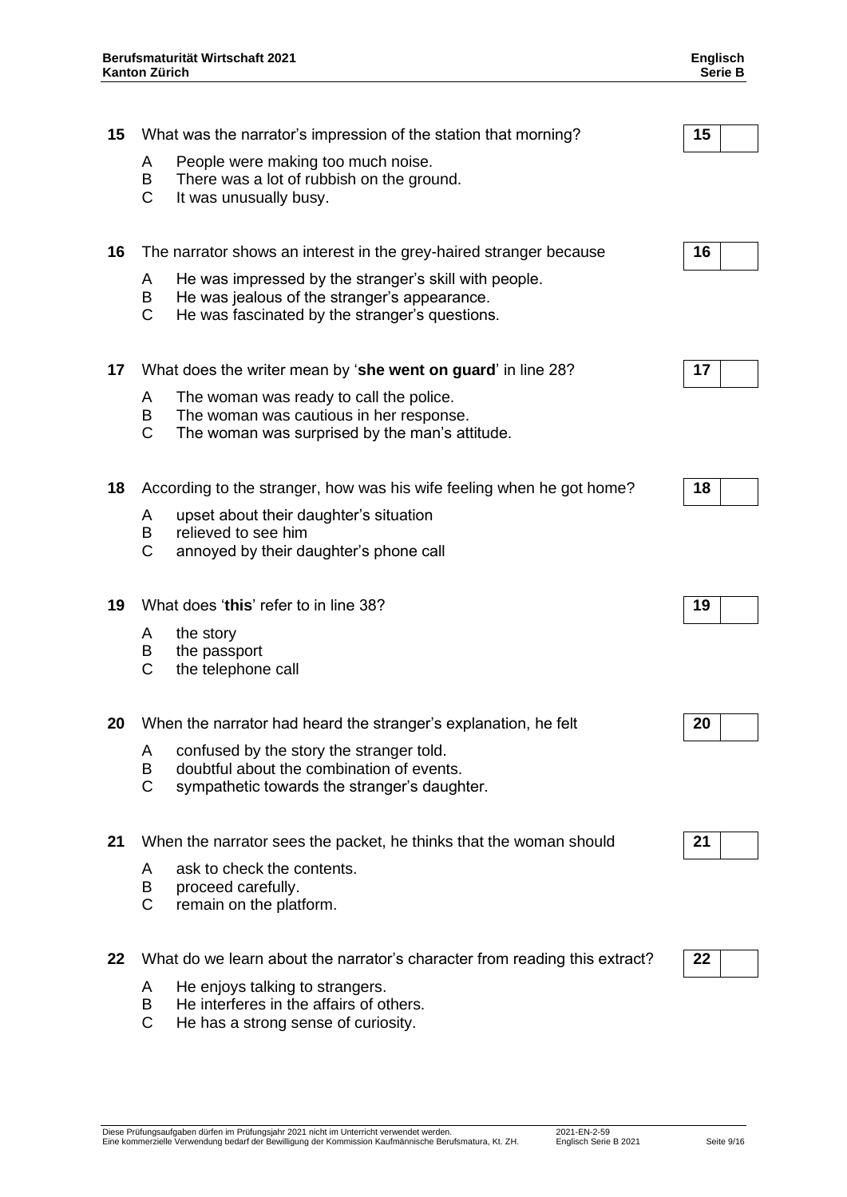**15** What was the narrator's impression of the station that morning?

A People were making too much noise.
B There was a lot of rubbish on the ground.
C It was unusually busy.

**16** The narrator shows an interest in the grey-haired stranger because

A He was impressed by the stranger's skill with people.
B He was jealous of the stranger's appearance.
C He was fascinated by the stranger's questions.

**17** What does the writer mean by '**she went on guard**' in line 28?

A The woman was ready to call the police.
B The woman was cautious in her response.
C The woman was surprised by the man's attitude.

**18** According to the stranger, how was his wife feeling when he got home?

A upset about their daughter's situation
B relieved to see him
C annoyed by their daughter's phone call

**19** What does '**this**' refer to in line 38?

A the story
B the passport
C the telephone call

**20** When the narrator had heard the stranger's explanation, he felt

A confused by the story the stranger told.
B doubtful about the combination of events.
C sympathetic towards the stranger's daughter.

**21** When the narrator sees the packet, he thinks that the woman should

A ask to check the contents.
B proceed carefully.
C remain on the platform.

**22** What do we learn about the narrator's character from reading this extract?

A He enjoys talking to strangers.
B He interferes in the affairs of others.
C He has a strong sense of curiosity.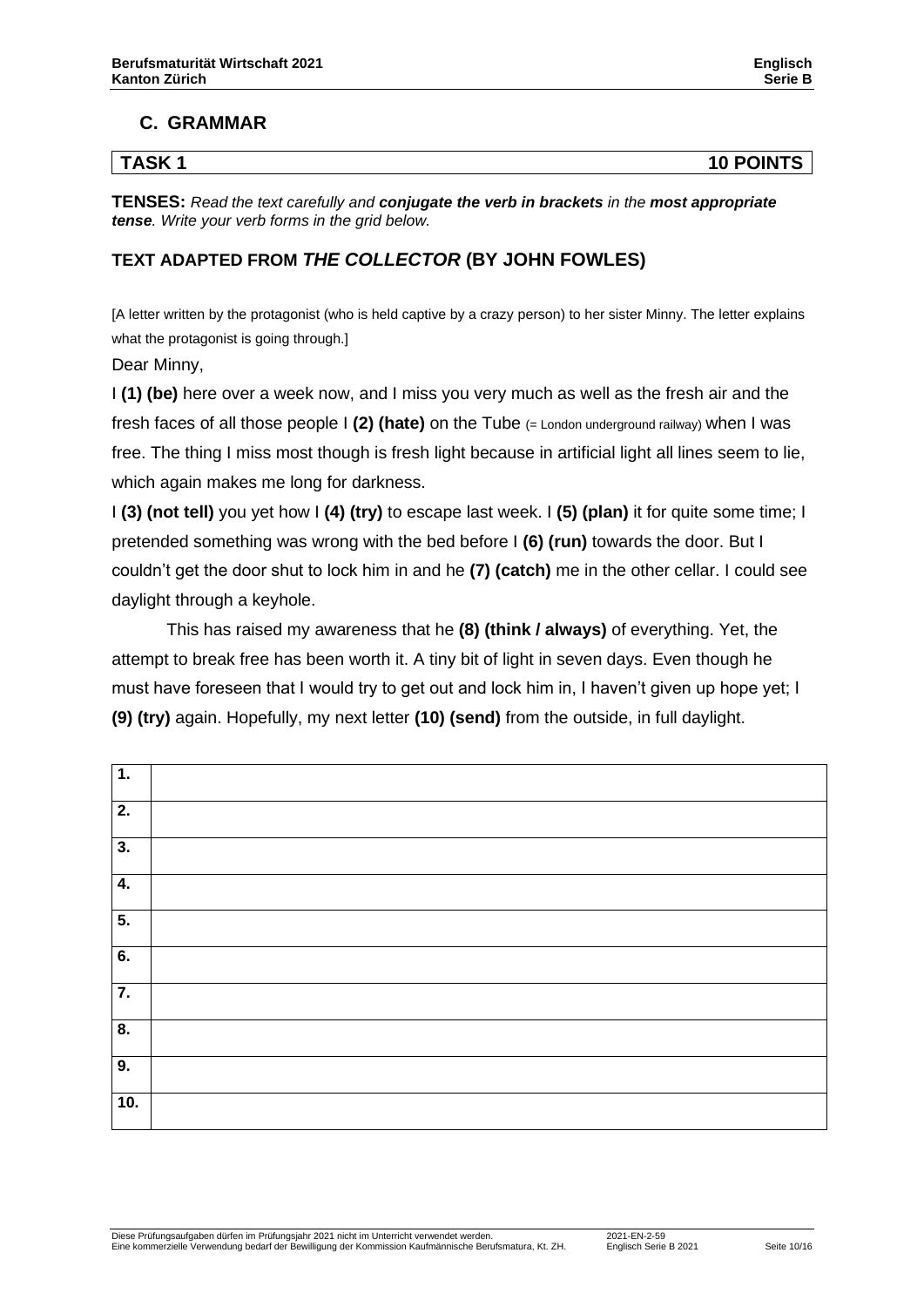## C. GRAMMAR

| **TASK 1** | **10 POINTS** |
|---|---|

**TENSES:** *Read the text carefully and **conjugate the verb in brackets** in the **most appropriate tense**. Write your verb forms in the grid below.*

### TEXT ADAPTED FROM *THE COLLECTOR* (BY JOHN FOWLES)

[A letter written by the protagonist (who is held captive by a crazy person) to her sister Minny. The letter explains what the protagonist is going through.]

Dear Minny,

I **(1) (be)** here over a week now, and I miss you very much as well as the fresh air and the fresh faces of all those people I **(2) (hate)** on the Tube (= London underground railway) when I was free. The thing I miss most though is fresh light because in artificial light all lines seem to lie, which again makes me long for darkness.

I **(3) (not tell)** you yet how I **(4) (try)** to escape last week. I **(5) (plan)** it for quite some time; I pretended something was wrong with the bed before I **(6) (run)** towards the door. But I couldn't get the door shut to lock him in and he **(7) (catch)** me in the other cellar. I could see daylight through a keyhole.

This has raised my awareness that he **(8) (think / always)** of everything. Yet, the attempt to break free has been worth it. A tiny bit of light in seven days. Even though he must have foreseen that I would try to get out and lock him in, I haven't given up hope yet; I **(9) (try)** again. Hopefully, my next letter **(10) (send)** from the outside, in full daylight.

| | |
|---|---|
| **1.** | |
| **2.** | |
| **3.** | |
| **4.** | |
| **5.** | |
| **6.** | |
| **7.** | |
| **8.** | |
| **9.** | |
| **10.** | |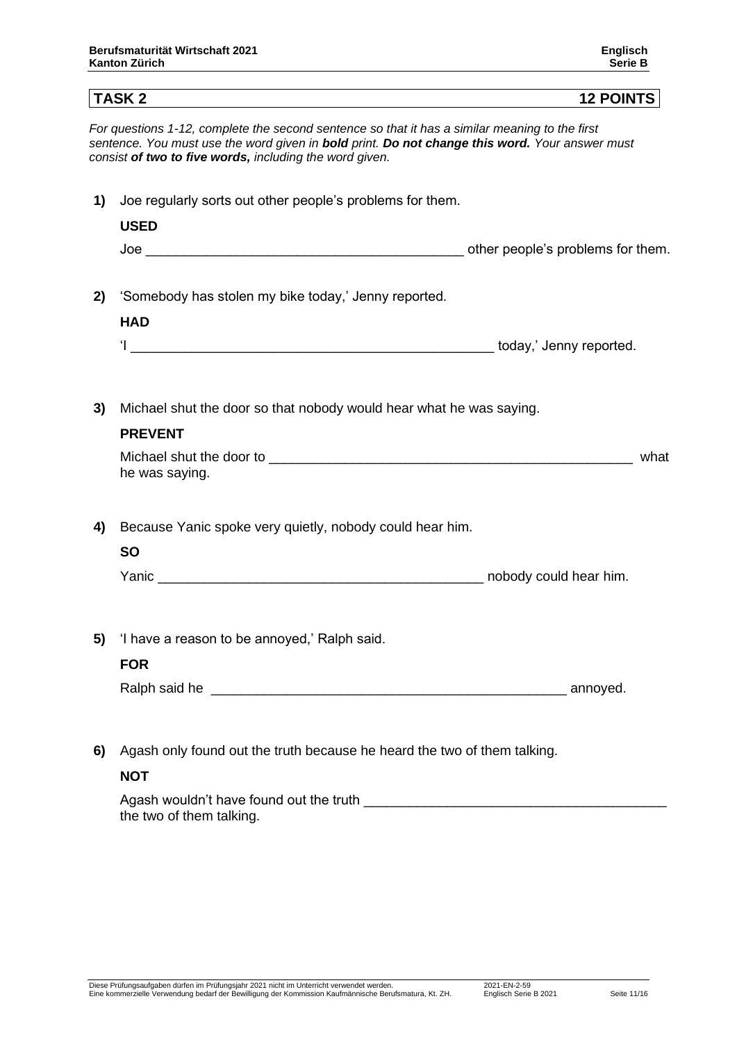## TASK 2 — 12 POINTS

*For questions 1-12, complete the second sentence so that it has a similar meaning to the first sentence. You must use the word given in **bold** print. **Do not change this word.** Your answer must consist **of two to five words,** including the word given.*

**1)** Joe regularly sorts out other people's problems for them.

**USED**

Joe ________________________________________ other people's problems for them.

**2)** 'Somebody has stolen my bike today,' Jenny reported.

**HAD**

'I ______________________________________________ today,' Jenny reported.

**3)** Michael shut the door so that nobody would hear what he was saying.

**PREVENT**

Michael shut the door to ______________________________________________ what he was saying.

**4)** Because Yanic spoke very quietly, nobody could hear him.

**SO**

Yanic __________________________________________ nobody could hear him.

**5)** 'I have a reason to be annoyed,' Ralph said.

**FOR**

Ralph said he ______________________________________________ annoyed.

**6)** Agash only found out the truth because he heard the two of them talking.

**NOT**

Agash wouldn't have found out the truth _____________________________________ the two of them talking.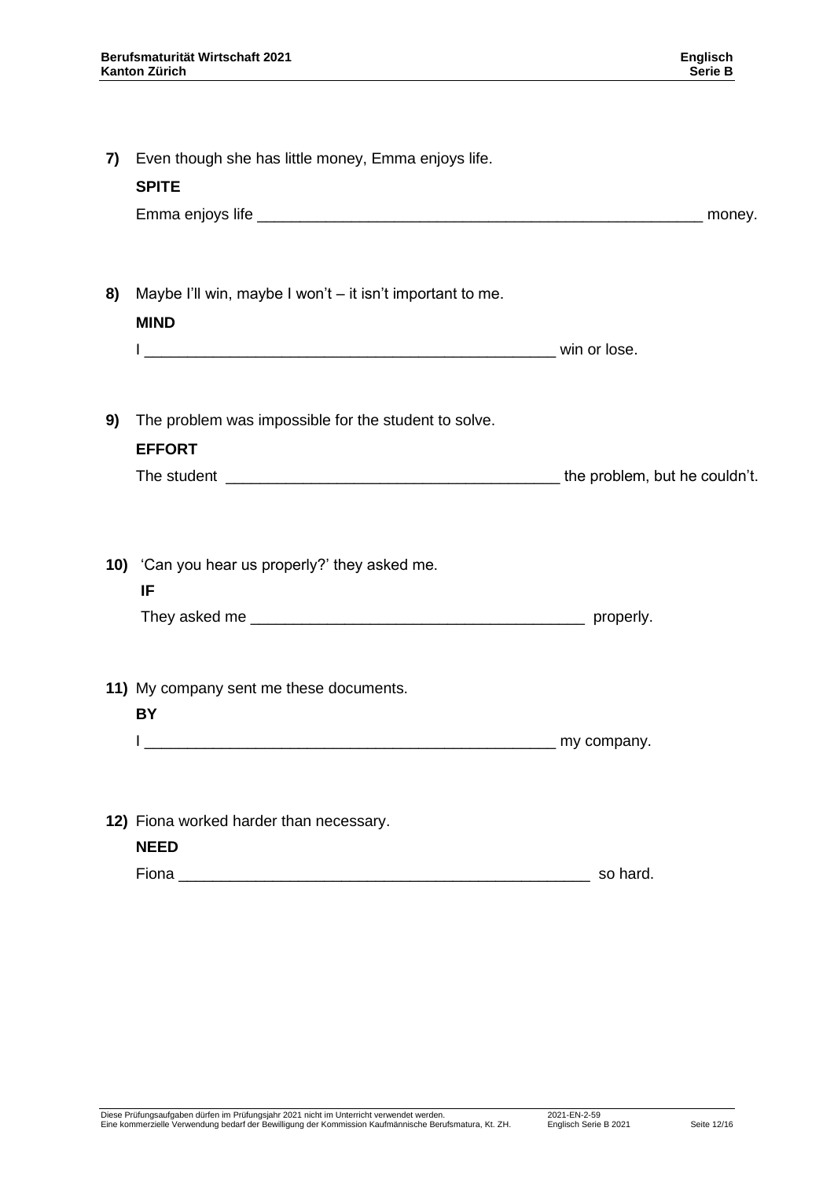**7)** Even though she has little money, Emma enjoys life.

**SPITE**

Emma enjoys life ______________________________________________________ money.

**8)** Maybe I'll win, maybe I won't – it isn't important to me.

**MIND**

I _________________________________________________ win or lose.

**9)** The problem was impossible for the student to solve.

**EFFORT**

The student ________________________________________ the problem, but he couldn't.

**10)** 'Can you hear us properly?' they asked me.

**IF**

They asked me ______________________________________ properly.

**11)** My company sent me these documents.

**BY**

I _________________________________________________ my company.

**12)** Fiona worked harder than necessary.

**NEED**

Fiona _________________________________________________ so hard.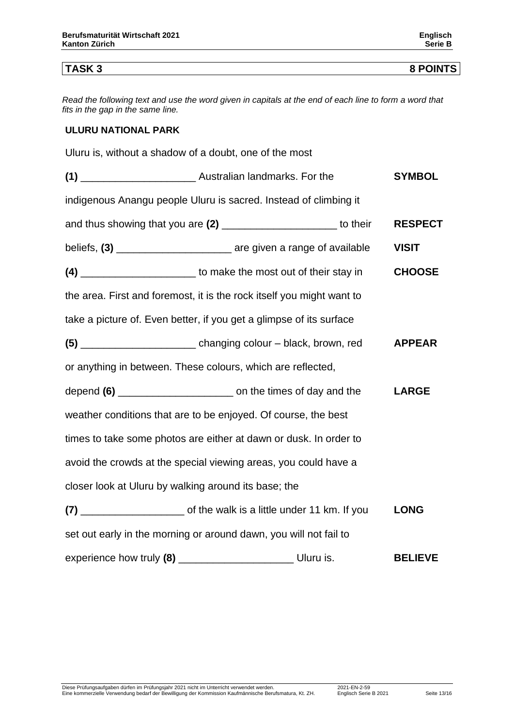## TASK 3 — 8 POINTS

*Read the following text and use the word given in capitals at the end of each line to form a word that fits in the gap in the same line.*

**ULURU NATIONAL PARK**

| | |
|---|---|
| Uluru is, without a shadow of a doubt, one of the most | |
| **(1)** ____________________ Australian landmarks. For the | **SYMBOL** |
| indigenous Anangu people Uluru is sacred. Instead of climbing it | |
| and thus showing that you are **(2)** ____________________ to their | **RESPECT** |
| beliefs, **(3)** ____________________ are given a range of available | **VISIT** |
| **(4)** ____________________ to make the most out of their stay in | **CHOOSE** |
| the area. First and foremost, it is the rock itself you might want to | |
| take a picture of. Even better, if you get a glimpse of its surface | |
| **(5)** ____________________ changing colour – black, brown, red | **APPEAR** |
| or anything in between. These colours, which are reflected, | |
| depend **(6)** ____________________ on the times of day and the | **LARGE** |
| weather conditions that are to be enjoyed. Of course, the best | |
| times to take some photos are either at dawn or dusk. In order to | |
| avoid the crowds at the special viewing areas, you could have a | |
| closer look at Uluru by walking around its base; the | |
| **(7)** __________________ of the walk is a little under 11 km. If you | **LONG** |
| set out early in the morning or around dawn, you will not fail to | |
| experience how truly **(8)** ____________________ Uluru is. | **BELIEVE** |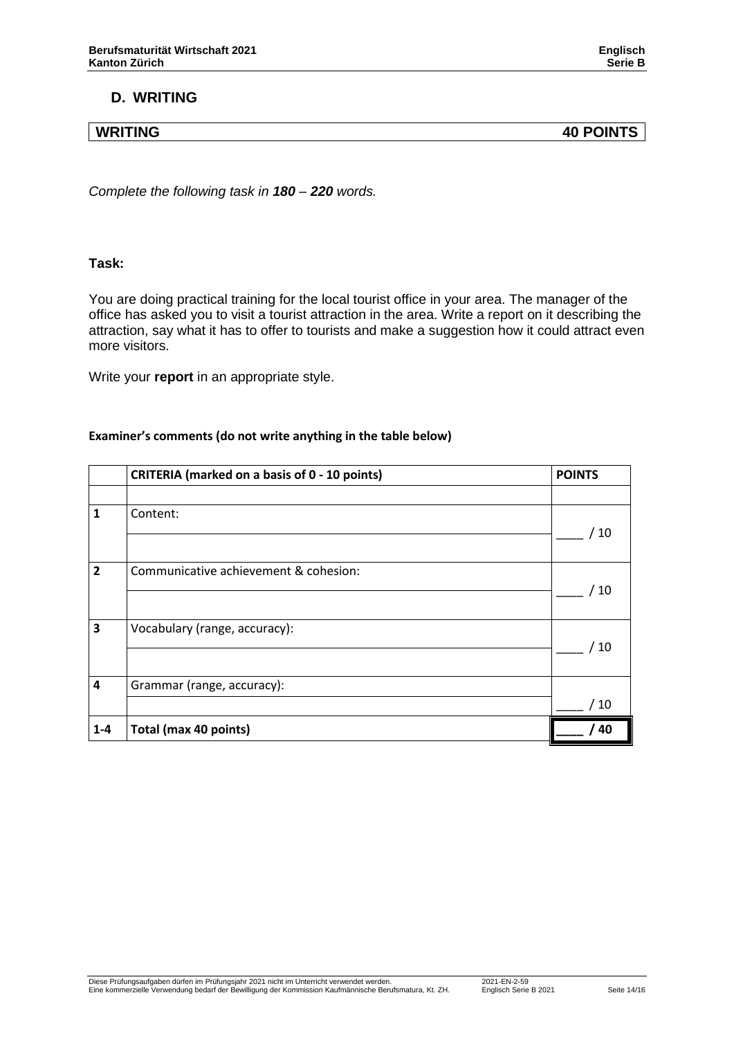## D. WRITING

| WRITING | 40 POINTS |
|---|---|

*Complete the following task in **180** – **220** words.*

**Task:**

You are doing practical training for the local tourist office in your area. The manager of the office has asked you to visit a tourist attraction in the area. Write a report on it describing the attraction, say what it has to offer to tourists and make a suggestion how it could attract even more visitors.

Write your **report** in an appropriate style.

**Examiner's comments (do not write anything in the table below)**

| | CRITERIA (marked on a basis of 0 - 10 points) | POINTS |
|---|---|---|
| | | |
| **1** | Content: | ____ / 10 |
| | | |
| **2** | Communicative achievement & cohesion: | ____ / 10 |
| | | |
| **3** | Vocabulary (range, accuracy): | ____ / 10 |
| | | |
| **4** | Grammar (range, accuracy): | ____ / 10 |
| | | |
| **1-4** | **Total (max 40 points)** | **____ / 40** |